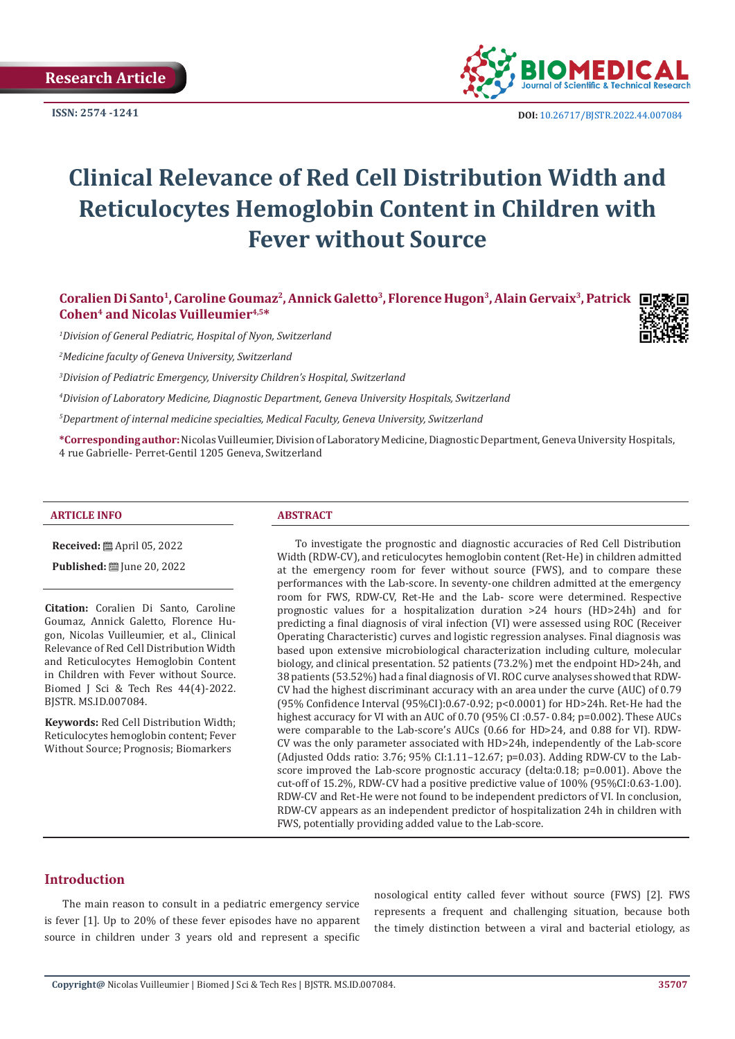Research Article

ISSN: 2574 -1241

DOI: 10.26717/BJSTR.2022.44.007084

# Clinical Relevance of Red Cell Distribution Width and Reticulocytes Hemoglobin Content in Children with Fever without Source

**Coralien Di Santo[1], Caroline Goumaz[2], Annick Galetto[3], Florence Hugon[3], Alain Gervaix[3], Patrick Cohen[4] and Nicolas Vuilleumier[4,5]***

*[1]Division of General Pediatric, Hospital of Nyon, Switzerland*

*[2]Medicine faculty of Geneva University, Switzerland*

*[3]Division of Pediatric Emergency, University Children's Hospital, Switzerland*

*[4]Division of Laboratory Medicine, Diagnostic Department, Geneva University Hospitals, Switzerland*

*[5]Department of internal medicine specialties, Medical Faculty, Geneva University, Switzerland*

**\*Corresponding author:** Nicolas Vuilleumier, Division of Laboratory Medicine, Diagnostic Department, Geneva University Hospitals, 4 rue Gabrielle- Perret-Gentil 1205 Geneva, Switzerland

## ARTICLE INFO

**Received:** April 05, 2022

**Published:** June 20, 2022

**Citation:** Coralien Di Santo, Caroline Goumaz, Annick Galetto, Florence Hugon, Nicolas Vuilleumier, et al., Clinical Relevance of Red Cell Distribution Width and Reticulocytes Hemoglobin Content in Children with Fever without Source. Biomed J Sci & Tech Res 44(4)-2022. BJSTR. MS.ID.007084.

**Keywords:** Red Cell Distribution Width; Reticulocytes hemoglobin content; Fever Without Source; Prognosis; Biomarkers

## ABSTRACT

To investigate the prognostic and diagnostic accuracies of Red Cell Distribution Width (RDW-CV), and reticulocytes hemoglobin content (Ret-He) in children admitted at the emergency room for fever without source (FWS), and to compare these performances with the Lab-score. In seventy-one children admitted at the emergency room for FWS, RDW-CV, Ret-He and the Lab- score were determined. Respective prognostic values for a hospitalization duration >24 hours (HD>24h) and for predicting a final diagnosis of viral infection (VI) were assessed using ROC (Receiver Operating Characteristic) curves and logistic regression analyses. Final diagnosis was based upon extensive microbiological characterization including culture, molecular biology, and clinical presentation. 52 patients (73.2%) met the endpoint HD>24h, and 38 patients (53.52%) had a final diagnosis of VI. ROC curve analyses showed that RDW-CV had the highest discriminant accuracy with an area under the curve (AUC) of 0.79 (95% Confidence Interval (95%CI):0.67-0.92; p<0.0001) for HD>24h. Ret-He had the highest accuracy for VI with an AUC of 0.70 (95% CI :0.57- 0.84; p=0.002). These AUCs were comparable to the Lab-score's AUCs (0.66 for HD>24, and 0.88 for VI). RDW-CV was the only parameter associated with HD>24h, independently of the Lab-score (Adjusted Odds ratio: 3.76; 95% CI:1.11–12.67; p=0.03). Adding RDW-CV to the Lab-score improved the Lab-score prognostic accuracy (delta:0.18; p=0.001). Above the cut-off of 15.2%, RDW-CV had a positive predictive value of 100% (95%CI:0.63-1.00). RDW-CV and Ret-He were not found to be independent predictors of VI. In conclusion, RDW-CV appears as an independent predictor of hospitalization 24h in children with FWS, potentially providing added value to the Lab-score.

## Introduction

The main reason to consult in a pediatric emergency service is fever [1]. Up to 20% of these fever episodes have no apparent source in children under 3 years old and represent a specific nosological entity called fever without source (FWS) [2]. FWS represents a frequent and challenging situation, because both the timely distinction between a viral and bacterial etiology, as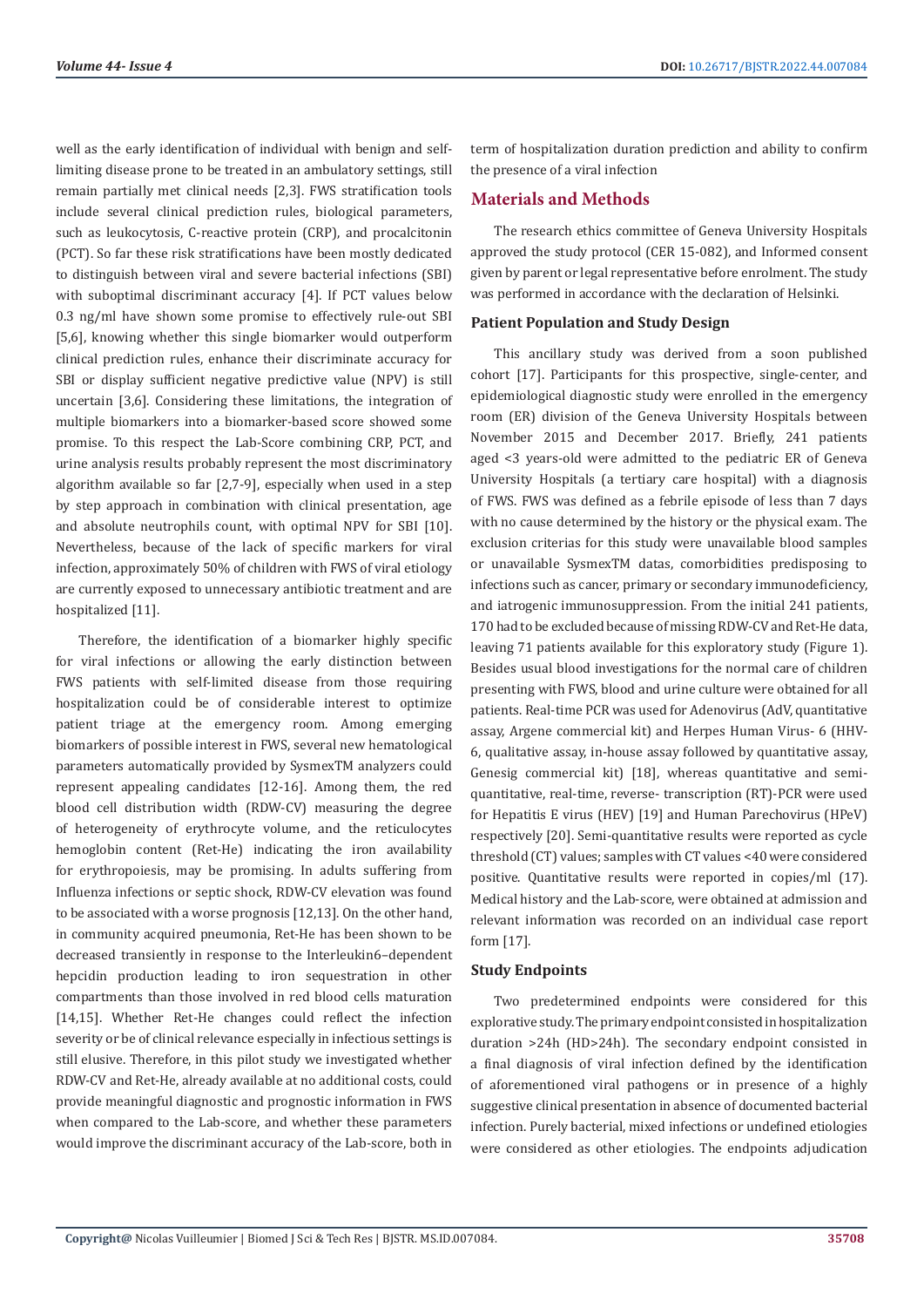well as the early identification of individual with benign and self-limiting disease prone to be treated in an ambulatory settings, still remain partially met clinical needs [2,3]. FWS stratification tools include several clinical prediction rules, biological parameters, such as leukocytosis, C-reactive protein (CRP), and procalcitonin (PCT). So far these risk stratifications have been mostly dedicated to distinguish between viral and severe bacterial infections (SBI) with suboptimal discriminant accuracy [4]. If PCT values below 0.3 ng/ml have shown some promise to effectively rule-out SBI [5,6], knowing whether this single biomarker would outperform clinical prediction rules, enhance their discriminate accuracy for SBI or display sufficient negative predictive value (NPV) is still uncertain [3,6]. Considering these limitations, the integration of multiple biomarkers into a biomarker-based score showed some promise. To this respect the Lab-Score combining CRP, PCT, and urine analysis results probably represent the most discriminatory algorithm available so far [2,7-9], especially when used in a step by step approach in combination with clinical presentation, age and absolute neutrophils count, with optimal NPV for SBI [10]. Nevertheless, because of the lack of specific markers for viral infection, approximately 50% of children with FWS of viral etiology are currently exposed to unnecessary antibiotic treatment and are hospitalized [11].

Therefore, the identification of a biomarker highly specific for viral infections or allowing the early distinction between FWS patients with self-limited disease from those requiring hospitalization could be of considerable interest to optimize patient triage at the emergency room. Among emerging biomarkers of possible interest in FWS, several new hematological parameters automatically provided by SysmexTM analyzers could represent appealing candidates [12-16]. Among them, the red blood cell distribution width (RDW-CV) measuring the degree of heterogeneity of erythrocyte volume, and the reticulocytes hemoglobin content (Ret-He) indicating the iron availability for erythropoiesis, may be promising. In adults suffering from Influenza infections or septic shock, RDW-CV elevation was found to be associated with a worse prognosis [12,13]. On the other hand, in community acquired pneumonia, Ret-He has been shown to be decreased transiently in response to the Interleukin6–dependent hepcidin production leading to iron sequestration in other compartments than those involved in red blood cells maturation [14,15]. Whether Ret-He changes could reflect the infection severity or be of clinical relevance especially in infectious settings is still elusive. Therefore, in this pilot study we investigated whether RDW-CV and Ret-He, already available at no additional costs, could provide meaningful diagnostic and prognostic information in FWS when compared to the Lab-score, and whether these parameters would improve the discriminant accuracy of the Lab-score, both in term of hospitalization duration prediction and ability to confirm the presence of a viral infection

## Materials and Methods

The research ethics committee of Geneva University Hospitals approved the study protocol (CER 15-082), and Informed consent given by parent or legal representative before enrolment. The study was performed in accordance with the declaration of Helsinki.

### Patient Population and Study Design

This ancillary study was derived from a soon published cohort [17]. Participants for this prospective, single-center, and epidemiological diagnostic study were enrolled in the emergency room (ER) division of the Geneva University Hospitals between November 2015 and December 2017. Briefly, 241 patients aged <3 years-old were admitted to the pediatric ER of Geneva University Hospitals (a tertiary care hospital) with a diagnosis of FWS. FWS was defined as a febrile episode of less than 7 days with no cause determined by the history or the physical exam. The exclusion criterias for this study were unavailable blood samples or unavailable SysmexTM datas, comorbidities predisposing to infections such as cancer, primary or secondary immunodeficiency, and iatrogenic immunosuppression. From the initial 241 patients, 170 had to be excluded because of missing RDW-CV and Ret-He data, leaving 71 patients available for this exploratory study (Figure 1). Besides usual blood investigations for the normal care of children presenting with FWS, blood and urine culture were obtained for all patients. Real-time PCR was used for Adenovirus (AdV, quantitative assay, Argene commercial kit) and Herpes Human Virus- 6 (HHV-6, qualitative assay, in-house assay followed by quantitative assay, Genesig commercial kit) [18], whereas quantitative and semi-quantitative, real-time, reverse- transcription (RT)-PCR were used for Hepatitis E virus (HEV) [19] and Human Parechovirus (HPeV) respectively [20]. Semi-quantitative results were reported as cycle threshold (CT) values; samples with CT values <40 were considered positive. Quantitative results were reported in copies/ml (17). Medical history and the Lab-score, were obtained at admission and relevant information was recorded on an individual case report form [17].

### Study Endpoints

Two predetermined endpoints were considered for this explorative study. The primary endpoint consisted in hospitalization duration >24h (HD>24h). The secondary endpoint consisted in a final diagnosis of viral infection defined by the identification of aforementioned viral pathogens or in presence of a highly suggestive clinical presentation in absence of documented bacterial infection. Purely bacterial, mixed infections or undefined etiologies were considered as other etiologies. The endpoints adjudication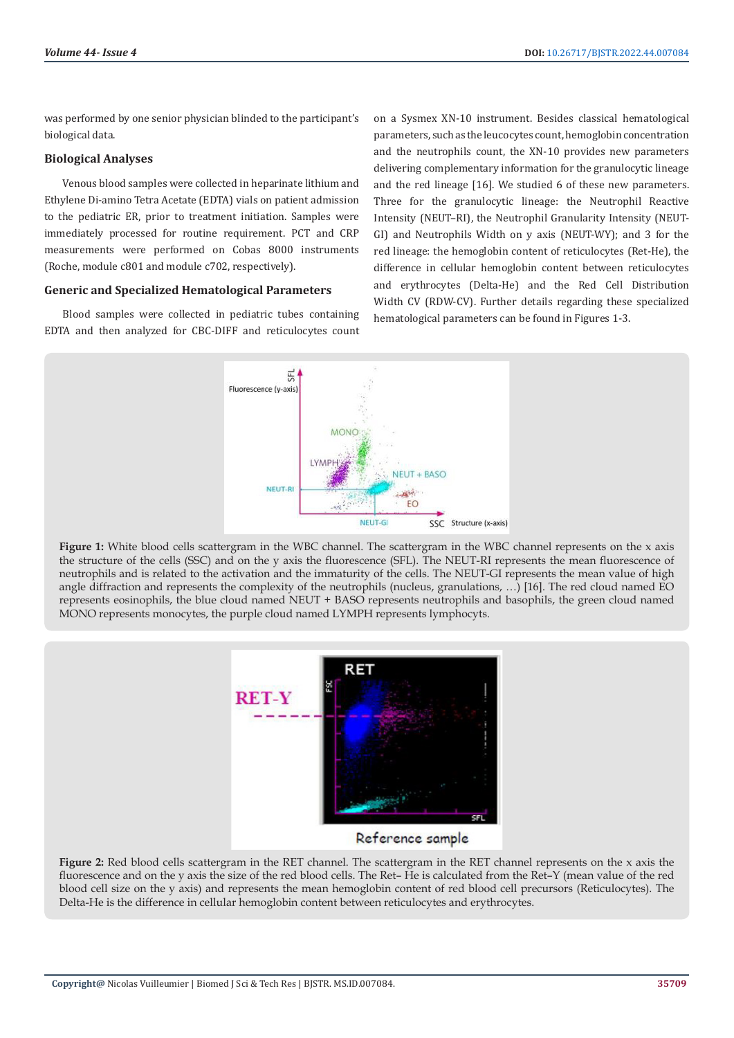was performed by one senior physician blinded to the participant's biological data.

### Biological Analyses

Venous blood samples were collected in heparinate lithium and Ethylene Di-amino Tetra Acetate (EDTA) vials on patient admission to the pediatric ER, prior to treatment initiation. Samples were immediately processed for routine requirement. PCT and CRP measurements were performed on Cobas 8000 instruments (Roche, module c801 and module c702, respectively).

### Generic and Specialized Hematological Parameters

Blood samples were collected in pediatric tubes containing EDTA and then analyzed for CBC-DIFF and reticulocytes count on a Sysmex XN-10 instrument. Besides classical hematological parameters, such as the leucocytes count, hemoglobin concentration and the neutrophils count, the XN-10 provides new parameters delivering complementary information for the granulocytic lineage and the red lineage [16]. We studied 6 of these new parameters. Three for the granulocytic lineage: the Neutrophil Reactive Intensity (NEUT–RI), the Neutrophil Granularity Intensity (NEUT-GI) and Neutrophils Width on y axis (NEUT-WY); and 3 for the red lineage: the hemoglobin content of reticulocytes (Ret-He), the difference in cellular hemoglobin content between reticulocytes and erythrocytes (Delta-He) and the Red Cell Distribution Width CV (RDW-CV). Further details regarding these specialized hematological parameters can be found in Figures 1-3.

**Figure 1:** White blood cells scattergram in the WBC channel. The scattergram in the WBC channel represents on the x axis the structure of the cells (SSC) and on the y axis the fluorescence (SFL). The NEUT-RI represents the mean fluorescence of neutrophils and is related to the activation and the immaturity of the cells. The NEUT-GI represents the mean value of high angle diffraction and represents the complexity of the neutrophils (nucleus, granulations, …) [16]. The red cloud named EO represents eosinophils, the blue cloud named NEUT + BASO represents neutrophils and basophils, the green cloud named MONO represents monocytes, the purple cloud named LYMPH represents lymphocyts.

**Figure 2:** Red blood cells scattergram in the RET channel. The scattergram in the RET channel represents on the x axis the fluorescence and on the y axis the size of the red blood cells. The Ret– He is calculated from the Ret–Y (mean value of the red blood cell size on the y axis) and represents the mean hemoglobin content of red blood cell precursors (Reticulocytes). The Delta-He is the difference in cellular hemoglobin content between reticulocytes and erythrocytes.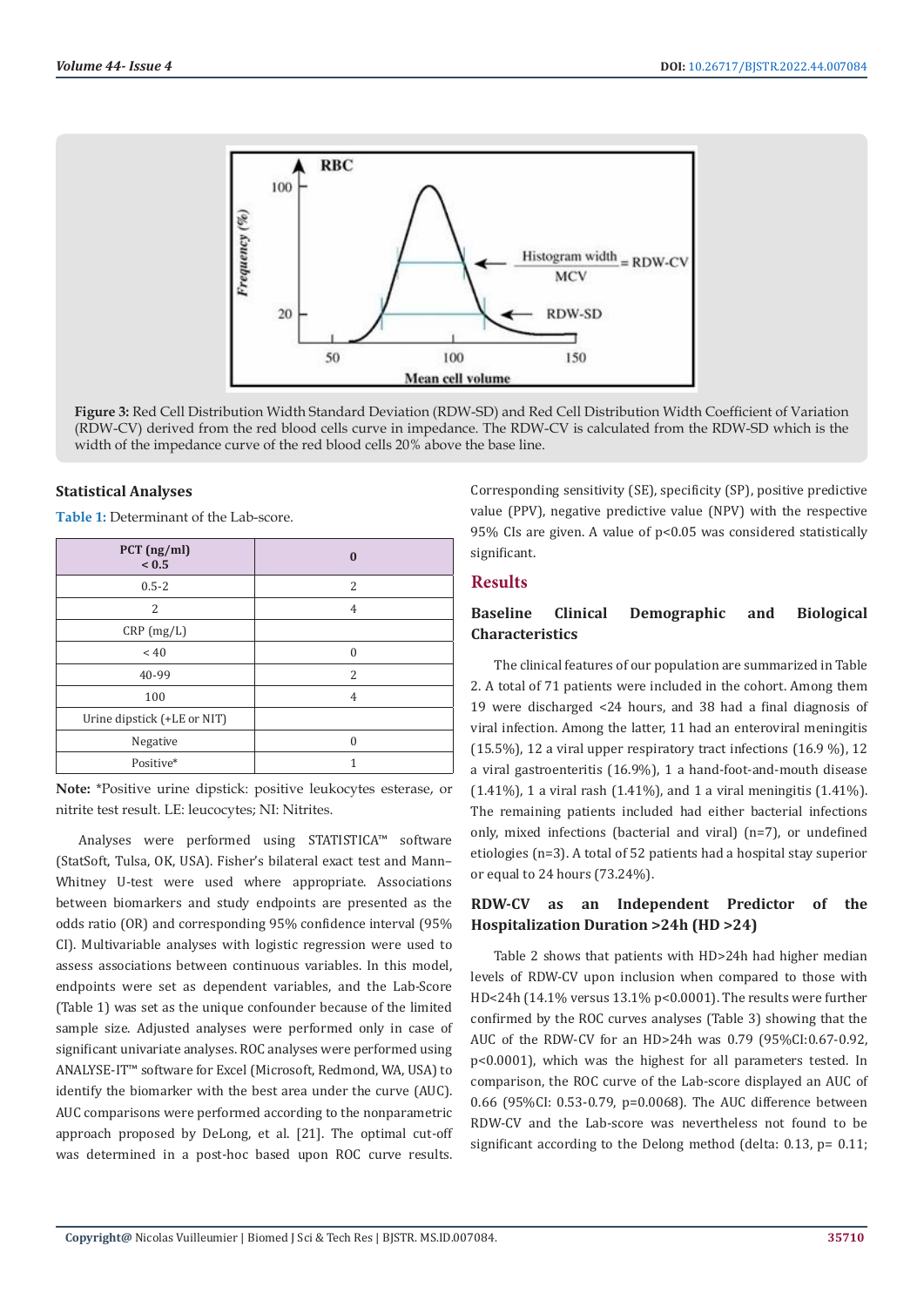**Figure 3:** Red Cell Distribution Width Standard Deviation (RDW-SD) and Red Cell Distribution Width Coefficient of Variation (RDW-CV) derived from the red blood cells curve in impedance. The RDW-CV is calculated from the RDW-SD which is the width of the impedance curve of the red blood cells 20% above the base line.

### Statistical Analyses

**Table 1:** Determinant of the Lab-score.

| PCT (ng/ml) < 0.5 | 0 |
|---|---|
| 0.5-2 | 2 |
| 2 | 4 |
| CRP (mg/L) | |
| < 40 | 0 |
| 40-99 | 2 |
| 100 | 4 |
| Urine dipstick (+LE or NIT) | |
| Negative | 0 |
| Positive* | 1 |

**Note:** *Positive urine dipstick: positive leukocytes esterase, or nitrite test result. LE: leucocytes; NI: Nitrites.

Analyses were performed using STATISTICA™ software (StatSoft, Tulsa, OK, USA). Fisher's bilateral exact test and Mann–Whitney U-test were used where appropriate. Associations between biomarkers and study endpoints are presented as the odds ratio (OR) and corresponding 95% confidence interval (95% CI). Multivariable analyses with logistic regression were used to assess associations between continuous variables. In this model, endpoints were set as dependent variables, and the Lab-Score (Table 1) was set as the unique confounder because of the limited sample size. Adjusted analyses were performed only in case of significant univariate analyses. ROC analyses were performed using ANALYSE-IT™ software for Excel (Microsoft, Redmond, WA, USA) to identify the biomarker with the best area under the curve (AUC). AUC comparisons were performed according to the nonparametric approach proposed by DeLong, et al. [21]. The optimal cut-off was determined in a post-hoc based upon ROC curve results. Corresponding sensitivity (SE), specificity (SP), positive predictive value (PPV), negative predictive value (NPV) with the respective 95% CIs are given. A value of $p<0.05$ was considered statistically significant.

## Results

### Baseline Clinical Demographic and Biological Characteristics

The clinical features of our population are summarized in Table 2. A total of 71 patients were included in the cohort. Among them 19 were discharged <24 hours, and 38 had a final diagnosis of viral infection. Among the latter, 11 had an enteroviral meningitis (15.5%), 12 a viral upper respiratory tract infections (16.9 %), 12 a viral gastroenteritis (16.9%), 1 a hand-foot-and-mouth disease (1.41%), 1 a viral rash (1.41%), and 1 a viral meningitis (1.41%). The remaining patients included had either bacterial infections only, mixed infections (bacterial and viral) (n=7), or undefined etiologies (n=3). A total of 52 patients had a hospital stay superior or equal to 24 hours (73.24%).

### RDW-CV as an Independent Predictor of the Hospitalization Duration >24h (HD >24)

Table 2 shows that patients with HD>24h had higher median levels of RDW-CV upon inclusion when compared to those with HD<24h (14.1% versus 13.1% $p<0.0001$). The results were further confirmed by the ROC curves analyses (Table 3) showing that the AUC of the RDW-CV for an HD>24h was 0.79 (95%CI:0.67-0.92, $p<0.0001$), which was the highest for all parameters tested. In comparison, the ROC curve of the Lab-score displayed an AUC of 0.66 (95%CI: 0.53-0.79, $p=0.0068$). The AUC difference between RDW-CV and the Lab-score was nevertheless not found to be significant according to the Delong method (delta: 0.13, p= 0.11;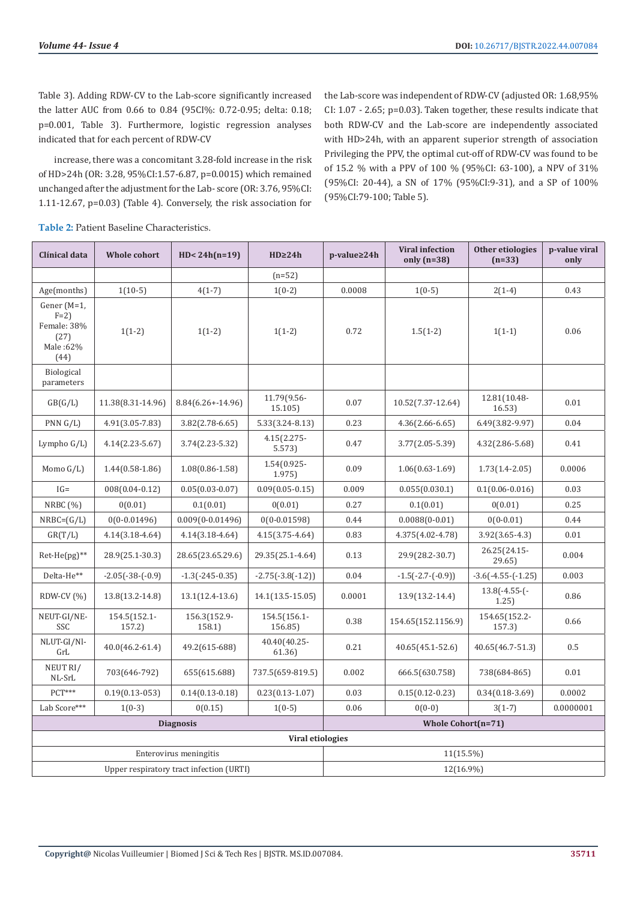Table 3). Adding RDW-CV to the Lab-score significantly increased the latter AUC from 0.66 to 0.84 (95CI%: 0.72-0.95; delta: 0.18; p=0.001, Table 3). Furthermore, logistic regression analyses indicated that for each percent of RDW-CV

increase, there was a concomitant 3.28-fold increase in the risk of HD>24h (OR: 3.28, 95%CI:1.57-6.87, p=0.0015) which remained unchanged after the adjustment for the Lab- score (OR: 3.76, 95%CI: 1.11-12.67, p=0.03) (Table 4). Conversely, the risk association for the Lab-score was independent of RDW-CV (adjusted OR: 1.68,95% CI: 1.07 - 2.65; p=0.03). Taken together, these results indicate that both RDW-CV and the Lab-score are independently associated with HD>24h, with an apparent superior strength of association Privileging the PPV, the optimal cut-off of RDW-CV was found to be of 15.2 % with a PPV of 100 % (95%CI: 63-100), a NPV of 31% (95%CI: 20-44), a SN of 17% (95%CI:9-31), and a SP of 100% (95%CI:79-100; Table 5).

**Table 2:** Patient Baseline Characteristics.

| Clinical data | Whole cohort | HD< 24h(n=19) | HD≥24h | p-value≥24h | Viral infection only (n=38) | Other etiologies (n=33) | p-value viral only |
|---|---|---|---|---|---|---|---|
| | | | (n=52) | | | | |
| Age(months) | 1(10-5) | 4(1-7) | 1(0-2) | 0.0008 | 1(0-5) | 2(1-4) | 0.43 |
| Gener (M=1, F=2) Female: 38% (27) Male :62% (44) | 1(1-2) | 1(1-2) | 1(1-2) | 0.72 | 1.5(1-2) | 1(1-1) | 0.06 |
| Biological parameters | | | | | | | |
| GB(G/L) | 11.38(8.31-14.96) | 8.84(6.26+-14.96) | 11.79(9.56-15.105) | 0.07 | 10.52(7.37-12.64) | 12.81(10.48-16.53) | 0.01 |
| PNN G/L) | 4.91(3.05-7.83) | 3.82(2.78-6.65) | 5.33(3.24-8.13) | 0.23 | 4.36(2.66-6.65) | 6.49(3.82-9.97) | 0.04 |
| Lympho G/L) | 4.14(2.23-5.67) | 3.74(2.23-5.32) | 4.15(2.275-5.573) | 0.47 | 3.77(2.05-5.39) | 4.32(2.86-5.68) | 0.41 |
| Momo G/L) | 1.44(0.58-1.86) | 1.08(0.86-1.58) | 1.54(0.925-1.975) | 0.09 | 1.06(0.63-1.69) | 1.73(1.4-2.05) | 0.0006 |
| IG= | 008(0.04-0.12) | 0.05(0.03-0.07) | 0.09(0.05-0.15) | 0.009 | 0.055(0.030.1) | 0.1(0.06-0.016) | 0.03 |
| NRBC (%) | 0(0.01) | 0.1(0.01) | 0(0.01) | 0.27 | 0.1(0.01) | 0(0.01) | 0.25 |
| NRBC=(G/L) | 0(0-0.01496) | 0.009(0-0.01496) | 0(0-0.01598) | 0.44 | 0.0088(0-0.01) | 0(0-0.01) | 0.44 |
| GR(T/L) | 4.14(3.18-4.64) | 4.14(3.18-4.64) | 4.15(3.75-4.64) | 0.83 | 4.375(4.02-4.78) | 3.92(3.65-4.3) | 0.01 |
| Ret-He(pg)** | 28.9(25.1-30.3) | 28.65(23.65.29.6) | 29.35(25.1-4.64) | 0.13 | 29.9(28.2-30.7) | 26.25(24.15-29.65) | 0.004 |
| Delta-He** | -2.05(-38-(-0.9) | -1.3(-245-0.35) | -2.75(-3.8(-1.2)) | 0.04 | -1.5(-2.7-(-0.9)) | -3.6(-4.55-(-1.25) | 0.003 |
| RDW-CV (%) | 13.8(13.2-14.8) | 13.1(12.4-13.6) | 14.1(13.5-15.05) | 0.0001 | 13.9(13.2-14.4) | 13.8(-4.55-(-1.25) | 0.86 |
| NEUT-GI/NE-SSC | 154.5(152.1-157.2) | 156.3(152.9-158.1) | 154.5(156.1-156.85) | 0.38 | 154.65(152.1156.9) | 154.65(152.2-157.3) | 0.66 |
| NLUT-GI/Nl-GrL | 40.0(46.2-61.4) | 49.2(615-688) | 40.40(40.25-61.36) | 0.21 | 40.65(45.1-52.6) | 40.65(46.7-51.3) | 0.5 |
| NEUT RI/ NL-SrL | 703(646-792) | 655(615.688) | 737.5(659-819.5) | 0.002 | 666.5(630.758) | 738(684-865) | 0.01 |
| PCT*** | 0.19(0.13-053) | 0.14(0.13-0.18) | 0.23(0.13-1.07) | 0.03 | 0.15(0.12-0.23) | 0.34(0.18-3.69) | 0.0002 |
| Lab Score*** | 1(0-3) | 0(0.15) | 1(0-5) | 0.06 | 0(0-0) | 3(1-7) | 0.0000001 |
| **Diagnosis** | | | | **Whole Cohort(n=71)** | | | |
| **Viral etiologies** | | | | | | | |
| Enterovirus meningitis | | | | 11(15.5%) | | | |
| Upper respiratory tract infection (URTI) | | | | 12(16.9%) | | | |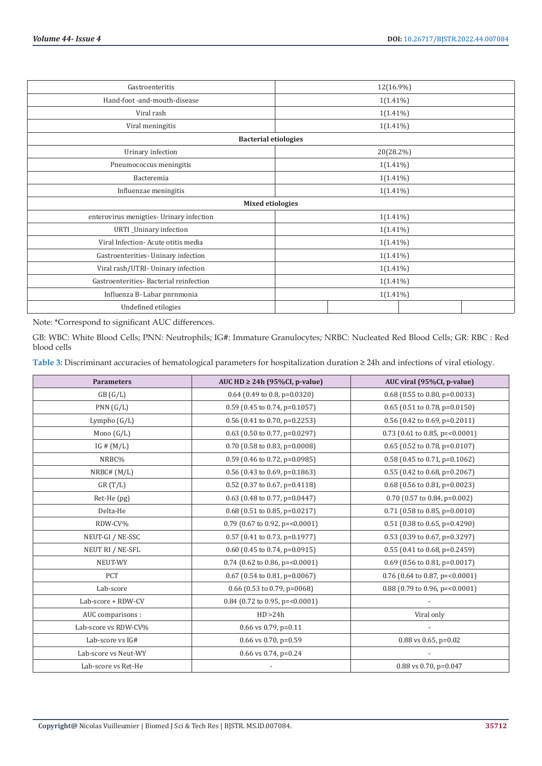| | |
|---|---|
| Gastroenteritis | 12(16.9%) |
| Hand-foot -and-mouth-disease | 1(1.41%) |
| Viral rash | 1(1.41%) |
| Viral meningitis | 1(1.41%) |
| **Bacterial etiologies** | |
| Urinary infection | 20(28.2%) |
| Pneumococcus meningitis | 1(1.41%) |
| Bacteremia | 1(1.41%) |
| Influenzae meningitis | 1(1.41%) |
| **Mixed etiologies** | |
| enterovirus menigties- Urinary infection | 1(1.41%) |
| URTI _Uninary infection | 1(1.41%) |
| Viral Infection- Acute otitis media | 1(1.41%) |
| Gastroenterities- Uninary infection | 1(1.41%) |
| Viral rash/UTRI- Uninary infection | 1(1.41%) |
| Gastroenterities- Bacterial reinfection | 1(1.41%) |
| Influenza B- Labar pnrnmonia | 1(1.41%) |
| Undefined etilogies | |

Note: *Correspond to significant AUC differences.

GB: WBC: White Blood Cells; PNN: Neutrophils; IG#: Immature Granulocytes; NRBC: Nucleated Red Blood Cells; GR: RBC : Red blood cells

**Table 3:** Discriminant accuracies of hematological parameters for hospitalization duration ≥ 24h and infections of viral etiology.

| Parameters | AUC HD ≥ 24h (95%CI, p-value) | AUC viral (95%CI, p-value) |
|---|---|---|
| GB (G/L) | 0.64 (0.49 to 0.8, p=0.0320) | 0.68 (0.55 to 0.80, p=0.0033) |
| PNN (G/L) | 0.59 (0.45 to 0.74, p=0.1057) | 0.65 (0.51 to 0.78, p=0.0150) |
| Lympho (G/L) | 0.56 (0.41 to 0.70, p=0.2253) | 0.56 (0.42 to 0.69, p=0.2011) |
| Mono (G/L) | 0.63 (0.50 to 0.77, p=0.0297) | 0.73 (0.61 to 0.85, p=<0.0001) |
| IG # (M/L) | 0.70 (0.58 to 0.83, p=0.0008) | 0.65 (0.52 to 0.78, p=0.0107) |
| NRBC% | 0.59 (0.46 to 0.72, p=0.0985) | 0.58 (0.45 to 0.71, p=0.1062) |
| NRBC# (M/L) | 0.56 (0.43 to 0.69, p=0.1863) | 0.55 (0.42 to 0.68, p=0.2067) |
| GR (T/L) | 0.52 (0.37 to 0.67, p=0.4118) | 0.68 (0.56 to 0.81, p=0.0023) |
| Ret-He (pg) | 0.63 (0.48 to 0.77, p=0.0447) | 0.70 (0.57 to 0.84, p=0.002) |
| Delta-He | 0.68 (0.51 to 0.85, p=0.0217) | 0.71 (0.58 to 0.85, p=0.0010) |
| RDW-CV% | 0.79 (0.67 to 0.92, p=<0.0001) | 0.51 (0.38 to 0.65, p=0.4290) |
| NEUT-GI / NE-SSC | 0.57 (0.41 to 0.73, p=0.1977) | 0.53 (0.39 to 0.67, p=0.3297) |
| NEUT RI / NE-SFL | 0.60 (0.45 to 0.74, p=0.0915) | 0.55 (0.41 to 0.68, p=0.2459) |
| NEUT-WY | 0.74 (0.62 to 0.86, p=<0.0001) | 0.69 (0.56 to 0.81, p=0.0017) |
| PCT | 0.67 (0.54 to 0.81, p=0.0067) | 0.76 (0.64 to 0.87, p=<0.0001) |
| Lab-score | 0.66 (0.53 to 0.79, p=0068) | 0.88 (0.79 to 0.96, p=<0.0001) |
| Lab-score + RDW-CV | 0.84 (0.72 to 0.95, p=<0.0001) | - |
| AUC comparisons : | HD >24h | Viral only |
| Lab-score vs RDW-CV% | 0.66 vs 0.79, p=0.11 | - |
| Lab-score vs IG# | 0.66 vs 0.70, p=0.59 | 0.88 vs 0.65, p=0.02 |
| Lab-score vs Neut-WY | 0.66 vs 0.74, p=0.24 | - |
| Lab-score vs Ret-He | - | 0.88 vs 0.70, p=0.047 |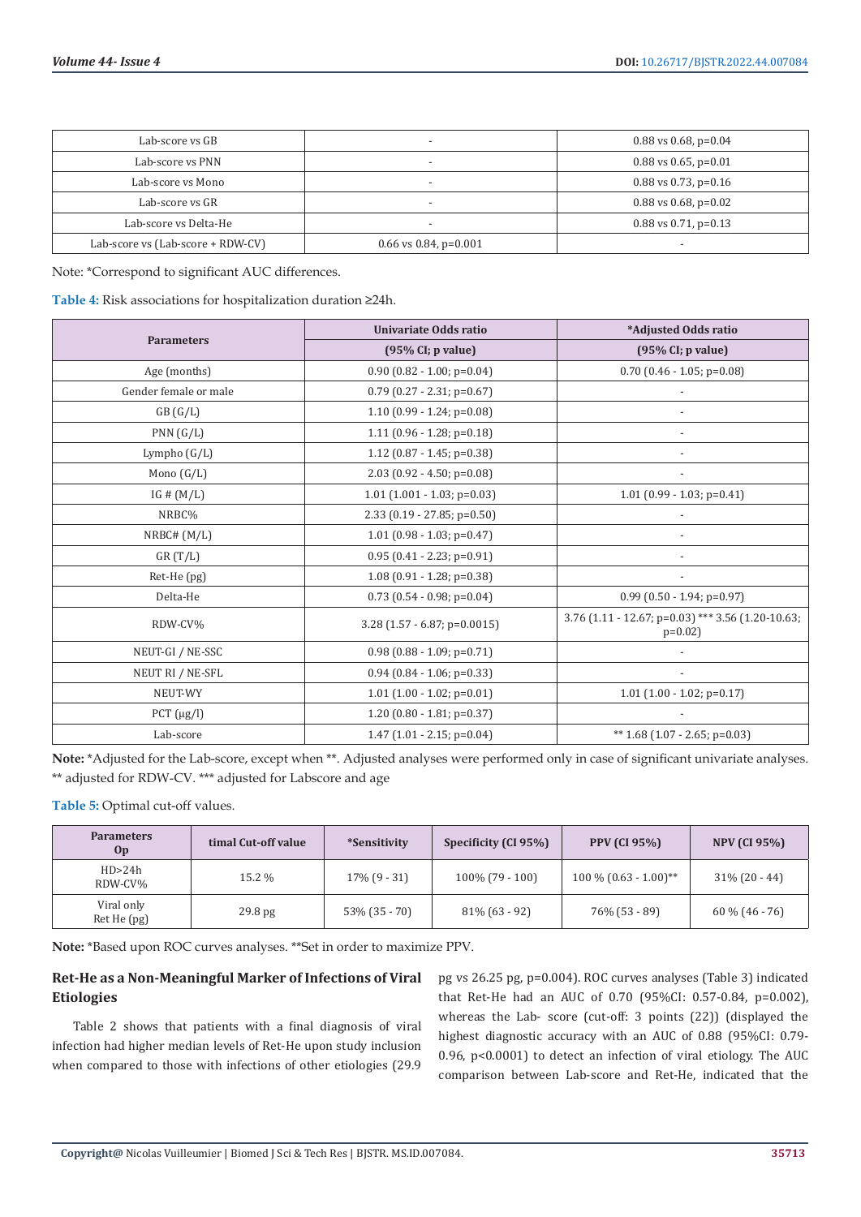| Lab-score vs GB | - | 0.88 vs 0.68, p=0.04 |
|---|---|---|
| Lab-score vs PNN | - | 0.88 vs 0.65, p=0.01 |
| Lab-score vs Mono | - | 0.88 vs 0.73, p=0.16 |
| Lab-score vs GR | - | 0.88 vs 0.68, p=0.02 |
| Lab-score vs Delta-He | - | 0.88 vs 0.71, p=0.13 |
| Lab-score vs (Lab-score + RDW-CV) | 0.66 vs 0.84, p=0.001 | - |

Note: *Correspond to significant AUC differences.

**Table 4:** Risk associations for hospitalization duration ≥24h.

| Parameters | Univariate Odds ratio | *Adjusted Odds ratio |
|---|---|---|
| | (95% CI; p value) | (95% CI; p value) |
| Age (months) | 0.90 (0.82 - 1.00; p=0.04) | 0.70 (0.46 - 1.05; p=0.08) |
| Gender female or male | 0.79 (0.27 - 2.31; p=0.67) | - |
| GB (G/L) | 1.10 (0.99 - 1.24; p=0.08) | - |
| PNN (G/L) | 1.11 (0.96 - 1.28; p=0.18) | - |
| Lympho (G/L) | 1.12 (0.87 - 1.45; p=0.38) | - |
| Mono (G/L) | 2.03 (0.92 - 4.50; p=0.08) | - |
| IG # (M/L) | 1.01 (1.001 - 1.03; p=0.03) | 1.01 (0.99 - 1.03; p=0.41) |
| NRBC% | 2.33 (0.19 - 27.85; p=0.50) | - |
| NRBC# (M/L) | 1.01 (0.98 - 1.03; p=0.47) | - |
| GR (T/L) | 0.95 (0.41 - 2.23; p=0.91) | - |
| Ret-He (pg) | 1.08 (0.91 - 1.28; p=0.38) | - |
| Delta-He | 0.73 (0.54 - 0.98; p=0.04) | 0.99 (0.50 - 1.94; p=0.97) |
| RDW-CV% | 3.28 (1.57 - 6.87; p=0.0015) | 3.76 (1.11 - 12.67; p=0.03) *** 3.56 (1.20-10.63; p=0.02) |
| NEUT-GI / NE-SSC | 0.98 (0.88 - 1.09; p=0.71) | - |
| NEUT RI / NE-SFL | 0.94 (0.84 - 1.06; p=0.33) | - |
| NEUT-WY | 1.01 (1.00 - 1.02; p=0.01) | 1.01 (1.00 - 1.02; p=0.17) |
| PCT (µg/l) | 1.20 (0.80 - 1.81; p=0.37) | - |
| Lab-score | 1.47 (1.01 - 2.15; p=0.04) | ** 1.68 (1.07 - 2.65; p=0.03) |

**Note:** *Adjusted for the Lab-score, except when **. Adjusted analyses were performed only in case of significant univariate analyses. ** adjusted for RDW-CV. *** adjusted for Labscore and age

**Table 5:** Optimal cut-off values.

| Parameters Op | timal Cut-off value | *Sensitivity | Specificity (CI 95%) | PPV (CI 95%) | NPV (CI 95%) |
|---|---|---|---|---|---|
| HD>24h RDW-CV% | 15.2 % | 17% (9 - 31) | 100% (79 - 100) | 100 % (0.63 - 1.00)** | 31% (20 - 44) |
| Viral only Ret He (pg) | 29.8 pg | 53% (35 - 70) | 81% (63 - 92) | 76% (53 - 89) | 60 % (46 - 76) |

**Note:** *Based upon ROC curves analyses. **Set in order to maximize PPV.

## Ret-He as a Non-Meaningful Marker of Infections of Viral Etiologies

Table 2 shows that patients with a final diagnosis of viral infection had higher median levels of Ret-He upon study inclusion when compared to those with infections of other etiologies (29.9 pg vs 26.25 pg, p=0.004). ROC curves analyses (Table 3) indicated that Ret-He had an AUC of 0.70 (95%CI: 0.57-0.84, p=0.002), whereas the Lab- score (cut-off: 3 points (22)) (displayed the highest diagnostic accuracy with an AUC of 0.88 (95%CI: 0.79-0.96, p<0.0001) to detect an infection of viral etiology. The AUC comparison between Lab-score and Ret-He, indicated that the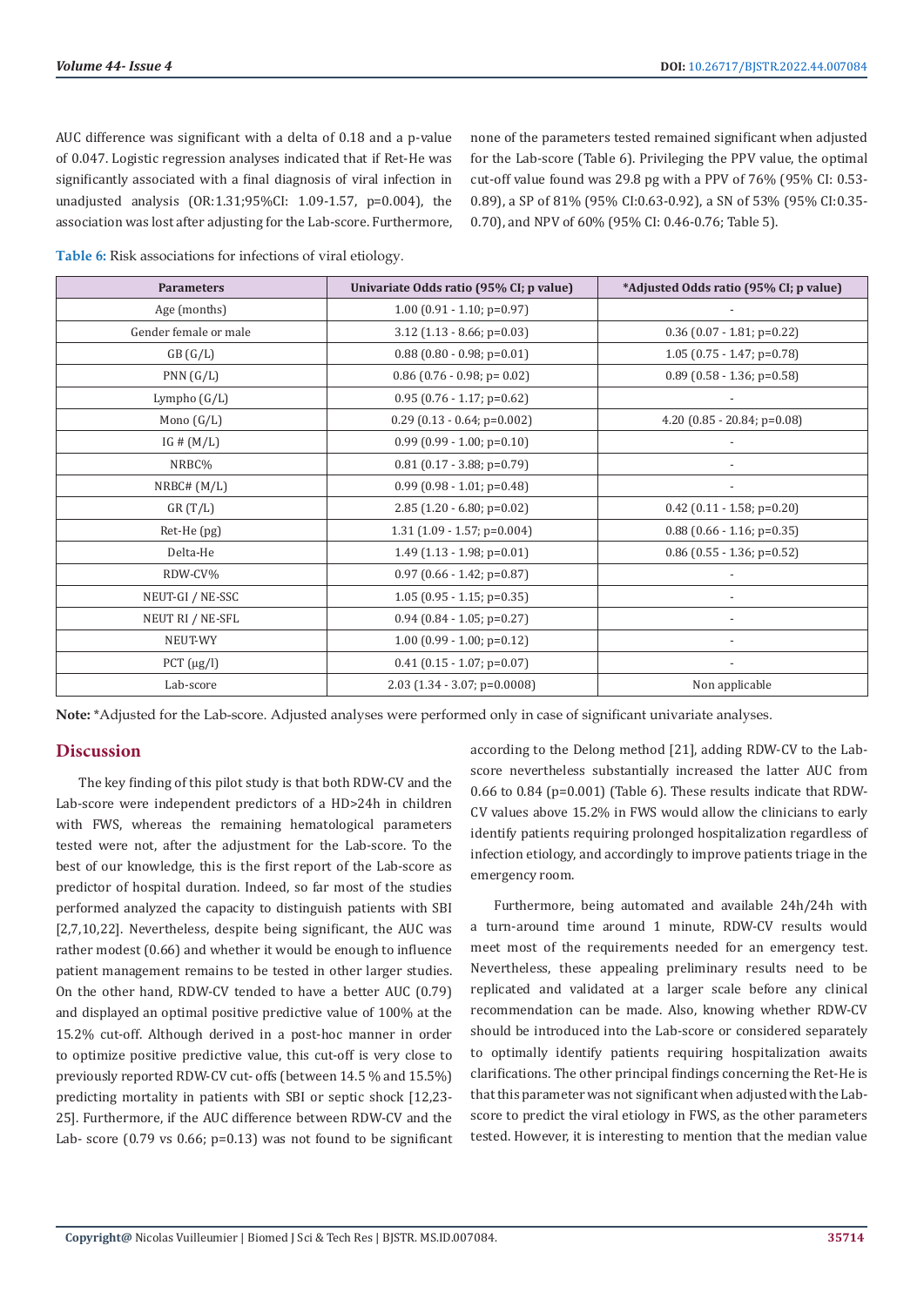AUC difference was significant with a delta of 0.18 and a p-value of 0.047. Logistic regression analyses indicated that if Ret-He was significantly associated with a final diagnosis of viral infection in unadjusted analysis (OR:1.31;95%CI: 1.09-1.57, p=0.004), the association was lost after adjusting for the Lab-score. Furthermore, none of the parameters tested remained significant when adjusted for the Lab-score (Table 6). Privileging the PPV value, the optimal cut-off value found was 29.8 pg with a PPV of 76% (95% CI: 0.53-0.89), a SP of 81% (95% CI:0.63-0.92), a SN of 53% (95% CI:0.35-0.70), and NPV of 60% (95% CI: 0.46-0.76; Table 5).

**Table 6:** Risk associations for infections of viral etiology.

| Parameters | Univariate Odds ratio (95% CI; p value) | *Adjusted Odds ratio (95% CI; p value) |
|---|---|---|
| Age (months) | 1.00 (0.91 - 1.10; p=0.97) | - |
| Gender female or male | 3.12 (1.13 - 8.66; p=0.03) | 0.36 (0.07 - 1.81; p=0.22) |
| GB (G/L) | 0.88 (0.80 - 0.98; p=0.01) | 1.05 (0.75 - 1.47; p=0.78) |
| PNN (G/L) | 0.86 (0.76 - 0.98; p= 0.02) | 0.89 (0.58 - 1.36; p=0.58) |
| Lympho (G/L) | 0.95 (0.76 - 1.17; p=0.62) | - |
| Mono (G/L) | 0.29 (0.13 - 0.64; p=0.002) | 4.20 (0.85 - 20.84; p=0.08) |
| IG # (M/L) | 0.99 (0.99 - 1.00; p=0.10) | - |
| NRBC% | 0.81 (0.17 - 3.88; p=0.79) | - |
| NRBC# (M/L) | 0.99 (0.98 - 1.01; p=0.48) | - |
| GR (T/L) | 2.85 (1.20 - 6.80; p=0.02) | 0.42 (0.11 - 1.58; p=0.20) |
| Ret-He (pg) | 1.31 (1.09 - 1.57; p=0.004) | 0.88 (0.66 - 1.16; p=0.35) |
| Delta-He | 1.49 (1.13 - 1.98; p=0.01) | 0.86 (0.55 - 1.36; p=0.52) |
| RDW-CV% | 0.97 (0.66 - 1.42; p=0.87) | - |
| NEUT-GI / NE-SSC | 1.05 (0.95 - 1.15; p=0.35) | - |
| NEUT RI / NE-SFL | 0.94 (0.84 - 1.05; p=0.27) | - |
| NEUT-WY | 1.00 (0.99 - 1.00; p=0.12) | - |
| PCT (µg/l) | 0.41 (0.15 - 1.07; p=0.07) | - |
| Lab-score | 2.03 (1.34 - 3.07; p=0.0008) | Non applicable |

**Note:** *Adjusted for the Lab-score. Adjusted analyses were performed only in case of significant univariate analyses.

## Discussion

The key finding of this pilot study is that both RDW-CV and the Lab-score were independent predictors of a HD>24h in children with FWS, whereas the remaining hematological parameters tested were not, after the adjustment for the Lab-score. To the best of our knowledge, this is the first report of the Lab-score as predictor of hospital duration. Indeed, so far most of the studies performed analyzed the capacity to distinguish patients with SBI [2,7,10,22]. Nevertheless, despite being significant, the AUC was rather modest (0.66) and whether it would be enough to influence patient management remains to be tested in other larger studies. On the other hand, RDW-CV tended to have a better AUC (0.79) and displayed an optimal positive predictive value of 100% at the 15.2% cut-off. Although derived in a post-hoc manner in order to optimize positive predictive value, this cut-off is very close to previously reported RDW-CV cut- offs (between 14.5 % and 15.5%) predicting mortality in patients with SBI or septic shock [12,23-25]. Furthermore, if the AUC difference between RDW-CV and the Lab- score (0.79 vs 0.66; p=0.13) was not found to be significant according to the Delong method [21], adding RDW-CV to the Lab-score nevertheless substantially increased the latter AUC from 0.66 to 0.84 (p=0.001) (Table 6). These results indicate that RDW-CV values above 15.2% in FWS would allow the clinicians to early identify patients requiring prolonged hospitalization regardless of infection etiology, and accordingly to improve patients triage in the emergency room.

Furthermore, being automated and available 24h/24h with a turn-around time around 1 minute, RDW-CV results would meet most of the requirements needed for an emergency test. Nevertheless, these appealing preliminary results need to be replicated and validated at a larger scale before any clinical recommendation can be made. Also, knowing whether RDW-CV should be introduced into the Lab-score or considered separately to optimally identify patients requiring hospitalization awaits clarifications. The other principal findings concerning the Ret-He is that this parameter was not significant when adjusted with the Lab-score to predict the viral etiology in FWS, as the other parameters tested. However, it is interesting to mention that the median value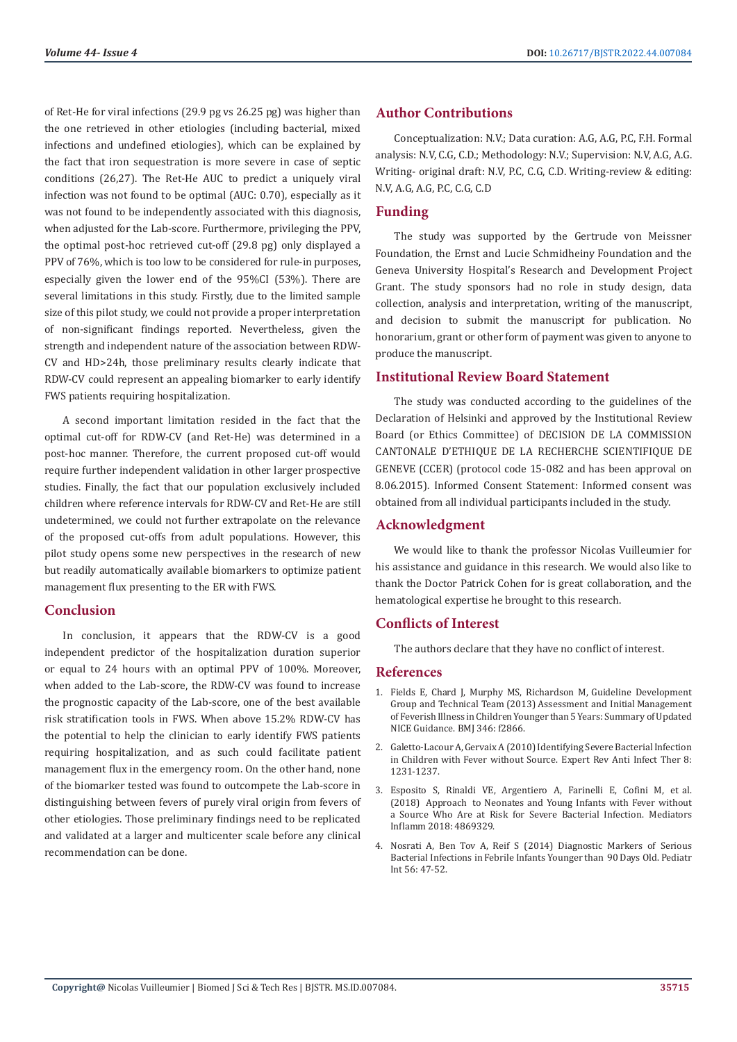of Ret-He for viral infections (29.9 pg vs 26.25 pg) was higher than the one retrieved in other etiologies (including bacterial, mixed infections and undefined etiologies), which can be explained by the fact that iron sequestration is more severe in case of septic conditions (26,27). The Ret-He AUC to predict a uniquely viral infection was not found to be optimal (AUC: 0.70), especially as it was not found to be independently associated with this diagnosis, when adjusted for the Lab-score. Furthermore, privileging the PPV, the optimal post-hoc retrieved cut-off (29.8 pg) only displayed a PPV of 76%, which is too low to be considered for rule-in purposes, especially given the lower end of the 95%CI (53%). There are several limitations in this study. Firstly, due to the limited sample size of this pilot study, we could not provide a proper interpretation of non-significant findings reported. Nevertheless, given the strength and independent nature of the association between RDW-CV and HD>24h, those preliminary results clearly indicate that RDW-CV could represent an appealing biomarker to early identify FWS patients requiring hospitalization.

A second important limitation resided in the fact that the optimal cut-off for RDW-CV (and Ret-He) was determined in a post-hoc manner. Therefore, the current proposed cut-off would require further independent validation in other larger prospective studies. Finally, the fact that our population exclusively included children where reference intervals for RDW-CV and Ret-He are still undetermined, we could not further extrapolate on the relevance of the proposed cut-offs from adult populations. However, this pilot study opens some new perspectives in the research of new but readily automatically available biomarkers to optimize patient management flux presenting to the ER with FWS.

## Conclusion

In conclusion, it appears that the RDW-CV is a good independent predictor of the hospitalization duration superior or equal to 24 hours with an optimal PPV of 100%. Moreover, when added to the Lab-score, the RDW-CV was found to increase the prognostic capacity of the Lab-score, one of the best available risk stratification tools in FWS. When above 15.2% RDW-CV has the potential to help the clinician to early identify FWS patients requiring hospitalization, and as such could facilitate patient management flux in the emergency room. On the other hand, none of the biomarker tested was found to outcompete the Lab-score in distinguishing between fevers of purely viral origin from fevers of other etiologies. Those preliminary findings need to be replicated and validated at a larger and multicenter scale before any clinical recommendation can be done.

## Author Contributions

Conceptualization: N.V.; Data curation: A.G, A.G, P.C, F.H. Formal analysis: N.V, C.G, C.D.; Methodology: N.V.; Supervision: N.V, A.G, A.G. Writing- original draft: N.V, P.C, C.G, C.D. Writing-review & editing: N.V, A.G, A.G, P.C, C.G, C.D

## Funding

The study was supported by the Gertrude von Meissner Foundation, the Ernst and Lucie Schmidheiny Foundation and the Geneva University Hospital's Research and Development Project Grant. The study sponsors had no role in study design, data collection, analysis and interpretation, writing of the manuscript, and decision to submit the manuscript for publication. No honorarium, grant or other form of payment was given to anyone to produce the manuscript.

## Institutional Review Board Statement

The study was conducted according to the guidelines of the Declaration of Helsinki and approved by the Institutional Review Board (or Ethics Committee) of DECISION DE LA COMMISSION CANTONALE D'ETHIQUE DE LA RECHERCHE SCIENTIFIQUE DE GENEVE (CCER) (protocol code 15-082 and has been approval on 8.06.2015). Informed Consent Statement: Informed consent was obtained from all individual participants included in the study.

## Acknowledgment

We would like to thank the professor Nicolas Vuilleumier for his assistance and guidance in this research. We would also like to thank the Doctor Patrick Cohen for is great collaboration, and the hematological expertise he brought to this research.

## Conflicts of Interest

The authors declare that they have no conflict of interest.

## References

1. Fields E, Chard J, Murphy MS, Richardson M, Guideline Development Group and Technical Team (2013) Assessment and Initial Management of Feverish Illness in Children Younger than 5 Years: Summary of Updated NICE Guidance. BMJ 346: f2866.
2. Galetto-Lacour A, Gervaix A (2010) Identifying Severe Bacterial Infection in Children with Fever without Source. Expert Rev Anti Infect Ther 8: 1231-1237.
3. Esposito S, Rinaldi VE, Argentiero A, Farinelli E, Cofini M, et al. (2018) Approach to Neonates and Young Infants with Fever without a Source Who Are at Risk for Severe Bacterial Infection. Mediators Inflamm 2018: 4869329.
4. Nosrati A, Ben Tov A, Reif S (2014) Diagnostic Markers of Serious Bacterial Infections in Febrile Infants Younger than 90 Days Old. Pediatr Int 56: 47-52.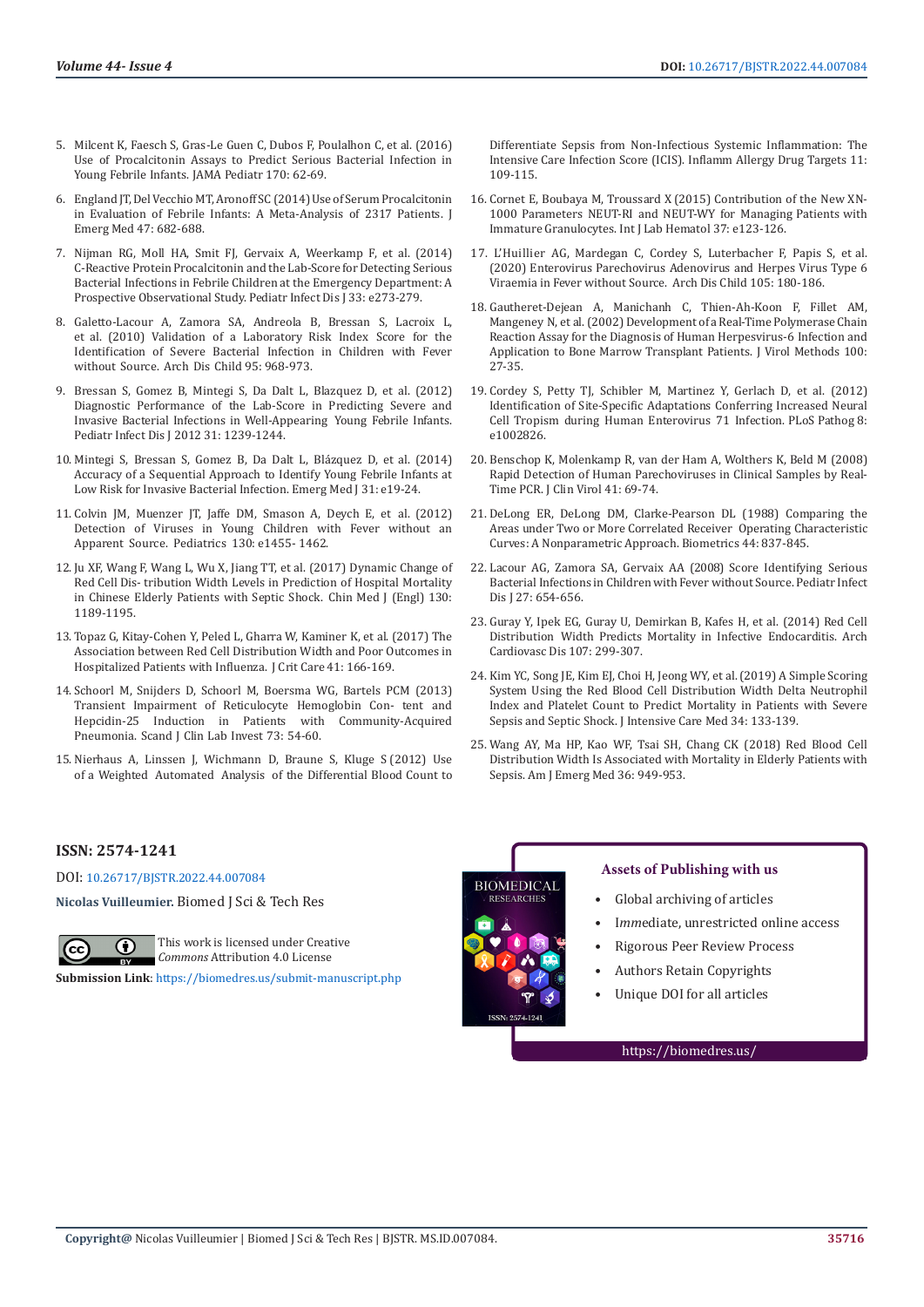5. Milcent K, Faesch S, Gras-Le Guen C, Dubos F, Poulalhon C, et al. (2016) Use of Procalcitonin Assays to Predict Serious Bacterial Infection in Young Febrile Infants. JAMA Pediatr 170: 62-69.
6. England JT, Del Vecchio MT, Aronoff SC (2014) Use of Serum Procalcitonin in Evaluation of Febrile Infants: A Meta-Analysis of 2317 Patients. J Emerg Med 47: 682-688.
7. Nijman RG, Moll HA, Smit FJ, Gervaix A, Weerkamp F, et al. (2014) C-Reactive Protein Procalcitonin and the Lab-Score for Detecting Serious Bacterial Infections in Febrile Children at the Emergency Department: A Prospective Observational Study. Pediatr Infect Dis J 33: e273-279.
8. Galetto-Lacour A, Zamora SA, Andreola B, Bressan S, Lacroix L, et al. (2010) Validation of a Laboratory Risk Index Score for the Identification of Severe Bacterial Infection in Children with Fever without Source. Arch Dis Child 95: 968-973.
9. Bressan S, Gomez B, Mintegi S, Da Dalt L, Blazquez D, et al. (2012) Diagnostic Performance of the Lab-Score in Predicting Severe and Invasive Bacterial Infections in Well-Appearing Young Febrile Infants. Pediatr Infect Dis J 2012 31: 1239-1244.
10. Mintegi S, Bressan S, Gomez B, Da Dalt L, Blázquez D, et al. (2014) Accuracy of a Sequential Approach to Identify Young Febrile Infants at Low Risk for Invasive Bacterial Infection. Emerg Med J 31: e19-24.
11. Colvin JM, Muenzer JT, Jaffe DM, Smason A, Deych E, et al. (2012) Detection of Viruses in Young Children with Fever without an Apparent Source. Pediatrics 130: e1455- 1462.
12. Ju XF, Wang F, Wang L, Wu X, Jiang TT, et al. (2017) Dynamic Change of Red Cell Dis- tribution Width Levels in Prediction of Hospital Mortality in Chinese Elderly Patients with Septic Shock. Chin Med J (Engl) 130: 1189-1195.
13. Topaz G, Kitay-Cohen Y, Peled L, Gharra W, Kaminer K, et al. (2017) The Association between Red Cell Distribution Width and Poor Outcomes in Hospitalized Patients with Influenza. J Crit Care 41: 166-169.
14. Schoorl M, Snijders D, Schoorl M, Boersma WG, Bartels PCM (2013) Transient Impairment of Reticulocyte Hemoglobin Con- tent and Hepcidin-25 Induction in Patients with Community-Acquired Pneumonia. Scand J Clin Lab Invest 73: 54-60.
15. Nierhaus A, Linssen J, Wichmann D, Braune S, Kluge S (2012) Use of a Weighted Automated Analysis of the Differential Blood Count to Differentiate Sepsis from Non-Infectious Systemic Inflammation: The Intensive Care Infection Score (ICIS). Inflamm Allergy Drug Targets 11: 109-115.
16. Cornet E, Boubaya M, Troussard X (2015) Contribution of the New XN-1000 Parameters NEUT-RI and NEUT-WY for Managing Patients with Immature Granulocytes. Int J Lab Hematol 37: e123-126.
17. L'Huillier AG, Mardegan C, Cordey S, Luterbacher F, Papis S, et al. (2020) Enterovirus Parechovirus Adenovirus and Herpes Virus Type 6 Viraemia in Fever without Source. Arch Dis Child 105: 180-186.
18. Gautheret-Dejean A, Manichanh C, Thien-Ah-Koon F, Fillet AM, Mangeney N, et al. (2002) Development of a Real-Time Polymerase Chain Reaction Assay for the Diagnosis of Human Herpesvirus-6 Infection and Application to Bone Marrow Transplant Patients. J Virol Methods 100: 27-35.
19. Cordey S, Petty TJ, Schibler M, Martinez Y, Gerlach D, et al. (2012) Identification of Site-Specific Adaptations Conferring Increased Neural Cell Tropism during Human Enterovirus 71 Infection. PLoS Pathog 8: e1002826.
20. Benschop K, Molenkamp R, van der Ham A, Wolthers K, Beld M (2008) Rapid Detection of Human Parechoviruses in Clinical Samples by Real-Time PCR. J Clin Virol 41: 69-74.
21. DeLong ER, DeLong DM, Clarke-Pearson DL (1988) Comparing the Areas under Two or More Correlated Receiver Operating Characteristic Curves: A Nonparametric Approach. Biometrics 44: 837-845.
22. Lacour AG, Zamora SA, Gervaix AA (2008) Score Identifying Serious Bacterial Infections in Children with Fever without Source. Pediatr Infect Dis J 27: 654-656.
23. Guray Y, Ipek EG, Guray U, Demirkan B, Kafes H, et al. (2014) Red Cell Distribution Width Predicts Mortality in Infective Endocarditis. Arch Cardiovasc Dis 107: 299-307.
24. Kim YC, Song JE, Kim EJ, Choi H, Jeong WY, et al. (2019) A Simple Scoring System Using the Red Blood Cell Distribution Width Delta Neutrophil Index and Platelet Count to Predict Mortality in Patients with Severe Sepsis and Septic Shock. J Intensive Care Med 34: 133-139.
25. Wang AY, Ma HP, Kao WF, Tsai SH, Chang CK (2018) Red Blood Cell Distribution Width Is Associated with Mortality in Elderly Patients with Sepsis. Am J Emerg Med 36: 949-953.

**ISSN: 2574-1241**

DOI: 10.26717/BJSTR.2022.44.007084

**Nicolas Vuilleumier.** Biomed J Sci & Tech Res

This work is licensed under Creative *Commons* Attribution 4.0 License

**Submission Link**: https://biomedres.us/submit-manuscript.php

**Assets of Publishing with us**

- Global archiving of articles
- Immediate, unrestricted online access
- Rigorous Peer Review Process
- Authors Retain Copyrights
- Unique DOI for all articles

https://biomedres.us/